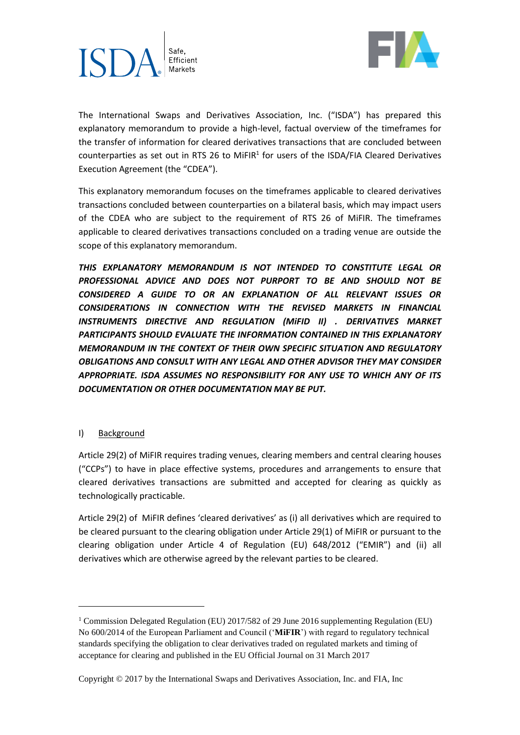The International Swaps and Derivatives Association, Inc. ("ISDA") has prepared this explanatory memorandum to provide a high-level, factual overview of the timeframes for the transfer of information for cleared derivatives transactions that are concluded between counterparties as set out in RTS 26 to MiFIR[1] for users of the ISDA/FIA Cleared Derivatives Execution Agreement (the "CDEA").

This explanatory memorandum focuses on the timeframes applicable to cleared derivatives transactions concluded between counterparties on a bilateral basis, which may impact users of the CDEA who are subject to the requirement of RTS 26 of MiFIR. The timeframes applicable to cleared derivatives transactions concluded on a trading venue are outside the scope of this explanatory memorandum.

***THIS EXPLANATORY MEMORANDUM IS NOT INTENDED TO CONSTITUTE LEGAL OR PROFESSIONAL ADVICE AND DOES NOT PURPORT TO BE AND SHOULD NOT BE CONSIDERED A GUIDE TO OR AN EXPLANATION OF ALL RELEVANT ISSUES OR CONSIDERATIONS IN CONNECTION WITH THE REVISED MARKETS IN FINANCIAL INSTRUMENTS DIRECTIVE AND REGULATION (MiFID II) . DERIVATIVES MARKET PARTICIPANTS SHOULD EVALUATE THE INFORMATION CONTAINED IN THIS EXPLANATORY MEMORANDUM IN THE CONTEXT OF THEIR OWN SPECIFIC SITUATION AND REGULATORY OBLIGATIONS AND CONSULT WITH ANY LEGAL AND OTHER ADVISOR THEY MAY CONSIDER APPROPRIATE. ISDA ASSUMES NO RESPONSIBILITY FOR ANY USE TO WHICH ANY OF ITS DOCUMENTATION OR OTHER DOCUMENTATION MAY BE PUT.***

## I) Background

Article 29(2) of MiFIR requires trading venues, clearing members and central clearing houses ("CCPs") to have in place effective systems, procedures and arrangements to ensure that cleared derivatives transactions are submitted and accepted for clearing as quickly as technologically practicable.

Article 29(2) of MiFIR defines 'cleared derivatives' as (i) all derivatives which are required to be cleared pursuant to the clearing obligation under Article 29(1) of MiFIR or pursuant to the clearing obligation under Article 4 of Regulation (EU) 648/2012 ("EMIR") and (ii) all derivatives which are otherwise agreed by the relevant parties to be cleared.

---

[1] Commission Delegated Regulation (EU) 2017/582 of 29 June 2016 supplementing Regulation (EU) No 600/2014 of the European Parliament and Council ('**MiFIR**') with regard to regulatory technical standards specifying the obligation to clear derivatives traded on regulated markets and timing of acceptance for clearing and published in the EU Official Journal on 31 March 2017

Copyright © 2017 by the International Swaps and Derivatives Association, Inc. and FIA, Inc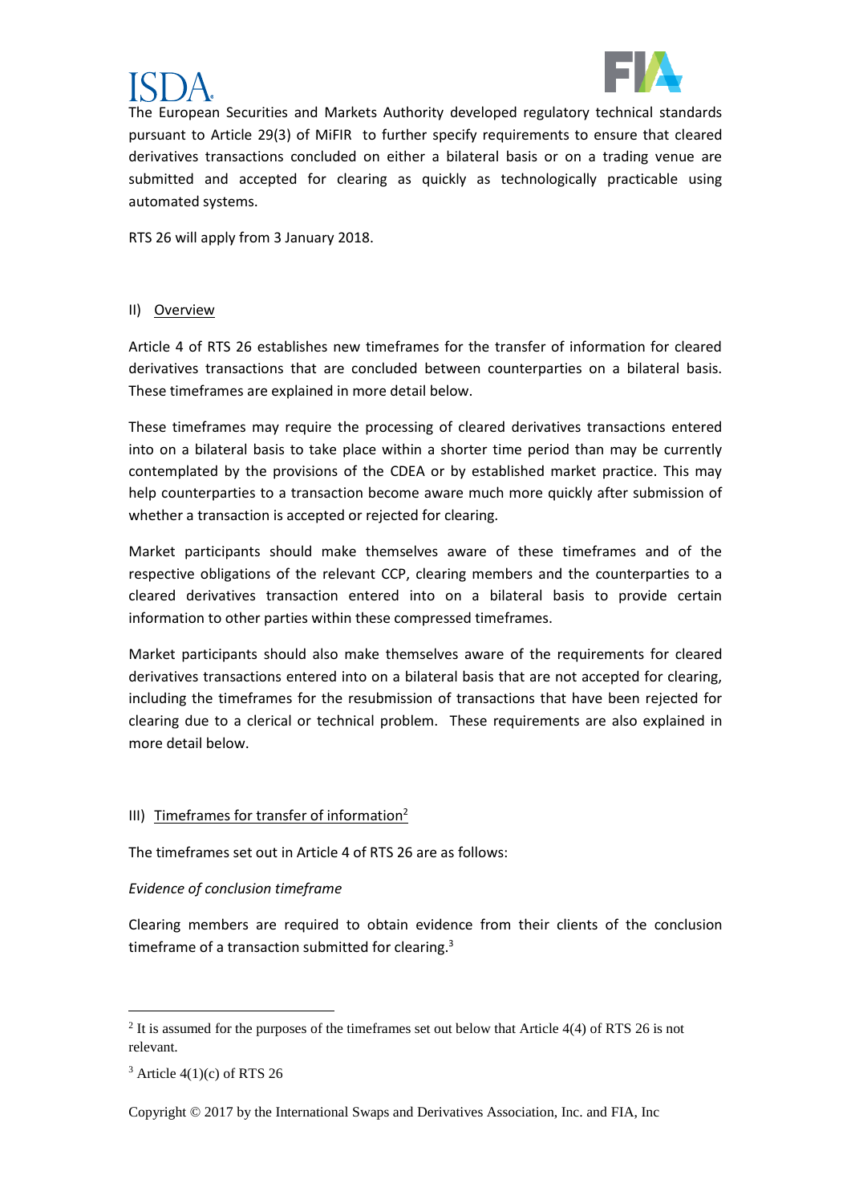The European Securities and Markets Authority developed regulatory technical standards pursuant to Article 29(3) of MiFIR to further specify requirements to ensure that cleared derivatives transactions concluded on either a bilateral basis or on a trading venue are submitted and accepted for clearing as quickly as technologically practicable using automated systems.

RTS 26 will apply from 3 January 2018.

## II) Overview

Article 4 of RTS 26 establishes new timeframes for the transfer of information for cleared derivatives transactions that are concluded between counterparties on a bilateral basis. These timeframes are explained in more detail below.

These timeframes may require the processing of cleared derivatives transactions entered into on a bilateral basis to take place within a shorter time period than may be currently contemplated by the provisions of the CDEA or by established market practice. This may help counterparties to a transaction become aware much more quickly after submission of whether a transaction is accepted or rejected for clearing.

Market participants should make themselves aware of these timeframes and of the respective obligations of the relevant CCP, clearing members and the counterparties to a cleared derivatives transaction entered into on a bilateral basis to provide certain information to other parties within these compressed timeframes.

Market participants should also make themselves aware of the requirements for cleared derivatives transactions entered into on a bilateral basis that are not accepted for clearing, including the timeframes for the resubmission of transactions that have been rejected for clearing due to a clerical or technical problem. These requirements are also explained in more detail below.

## III) Timeframes for transfer of information[2]

The timeframes set out in Article 4 of RTS 26 are as follows:

*Evidence of conclusion timeframe*

Clearing members are required to obtain evidence from their clients of the conclusion timeframe of a transaction submitted for clearing.[3]

[2] It is assumed for the purposes of the timeframes set out below that Article 4(4) of RTS 26 is not relevant.

[3] Article 4(1)(c) of RTS 26

Copyright © 2017 by the International Swaps and Derivatives Association, Inc. and FIA, Inc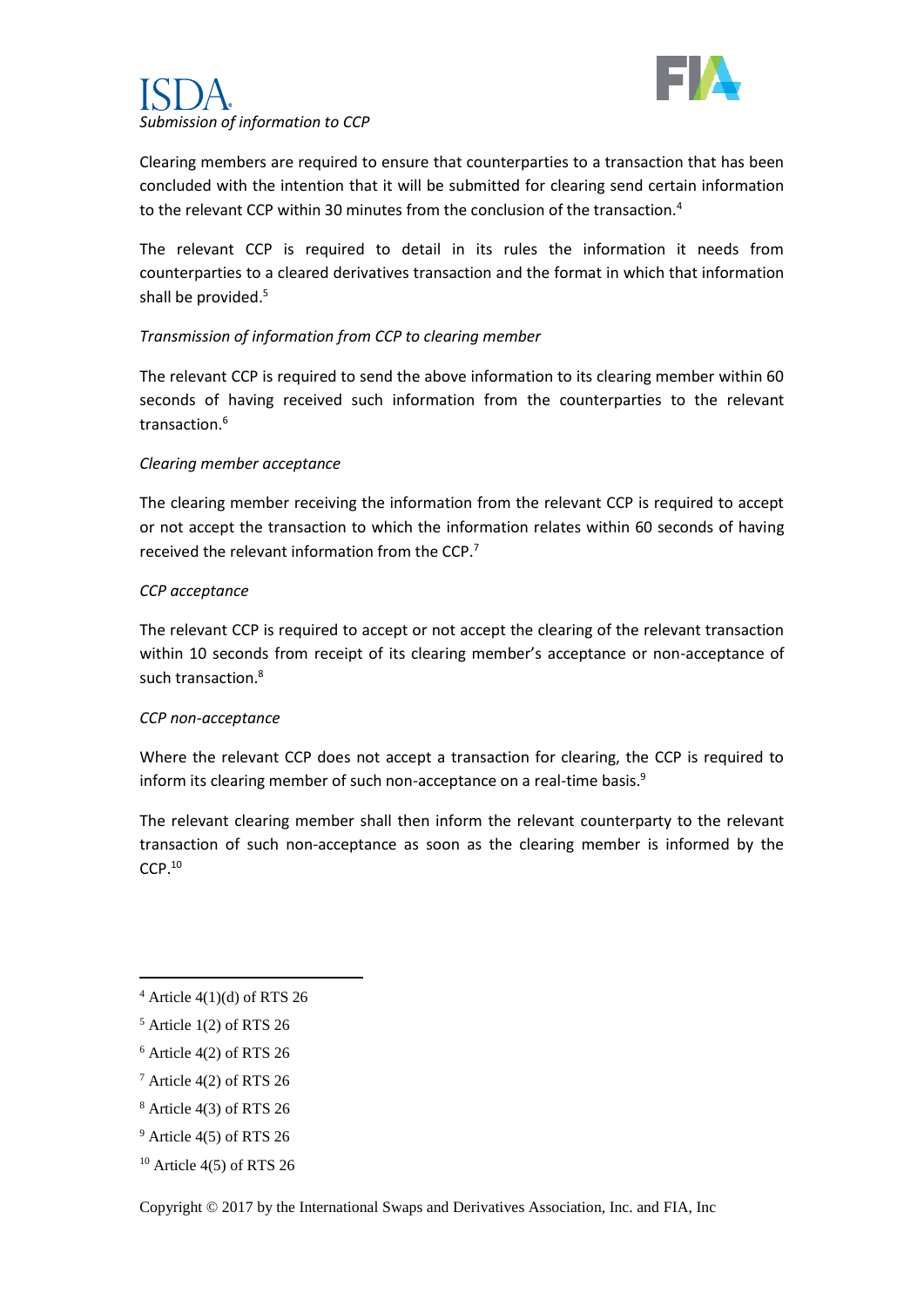*Submission of information to CCP*

Clearing members are required to ensure that counterparties to a transaction that has been concluded with the intention that it will be submitted for clearing send certain information to the relevant CCP within 30 minutes from the conclusion of the transaction.[4]

The relevant CCP is required to detail in its rules the information it needs from counterparties to a cleared derivatives transaction and the format in which that information shall be provided.[5]

*Transmission of information from CCP to clearing member*

The relevant CCP is required to send the above information to its clearing member within 60 seconds of having received such information from the counterparties to the relevant transaction.[6]

*Clearing member acceptance*

The clearing member receiving the information from the relevant CCP is required to accept or not accept the transaction to which the information relates within 60 seconds of having received the relevant information from the CCP.[7]

*CCP acceptance*

The relevant CCP is required to accept or not accept the clearing of the relevant transaction within 10 seconds from receipt of its clearing member's acceptance or non-acceptance of such transaction.[8]

*CCP non-acceptance*

Where the relevant CCP does not accept a transaction for clearing, the CCP is required to inform its clearing member of such non-acceptance on a real-time basis.[9]

The relevant clearing member shall then inform the relevant counterparty to the relevant transaction of such non-acceptance as soon as the clearing member is informed by the CCP.[10]

---

[4] Article 4(1)(d) of RTS 26

[5] Article 1(2) of RTS 26

[6] Article 4(2) of RTS 26

[7] Article 4(2) of RTS 26

[8] Article 4(3) of RTS 26

[9] Article 4(5) of RTS 26

[10] Article 4(5) of RTS 26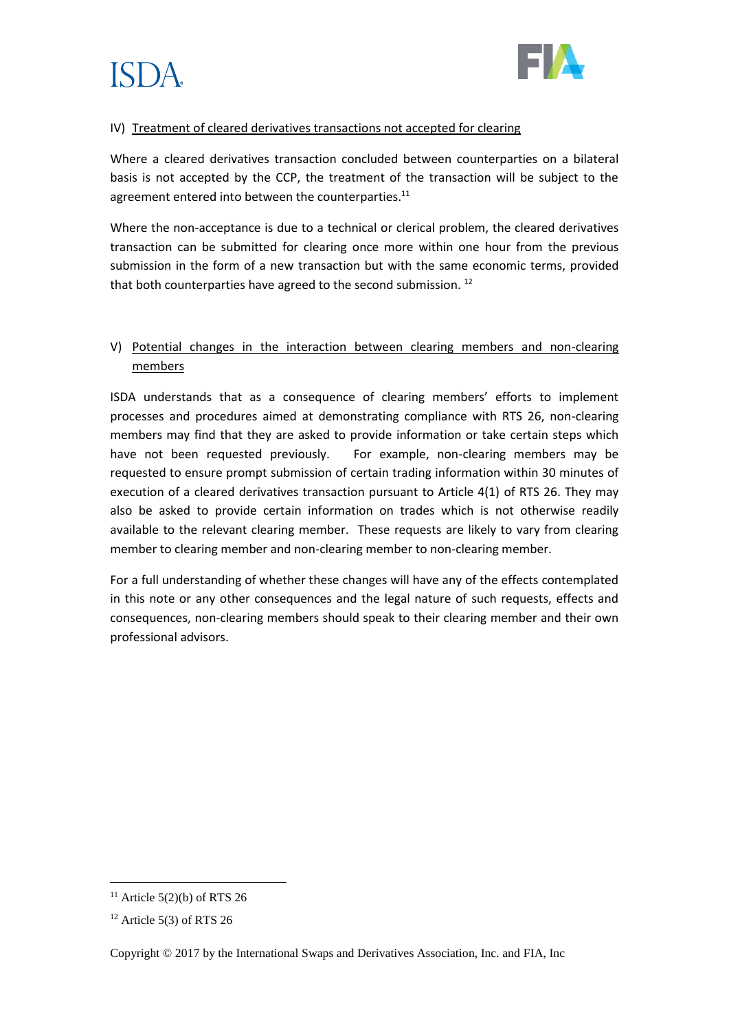IV) Treatment of cleared derivatives transactions not accepted for clearing

Where a cleared derivatives transaction concluded between counterparties on a bilateral basis is not accepted by the CCP, the treatment of the transaction will be subject to the agreement entered into between the counterparties.[11]

Where the non-acceptance is due to a technical or clerical problem, the cleared derivatives transaction can be submitted for clearing once more within one hour from the previous submission in the form of a new transaction but with the same economic terms, provided that both counterparties have agreed to the second submission. [12]

V) Potential changes in the interaction between clearing members and non-clearing members

ISDA understands that as a consequence of clearing members' efforts to implement processes and procedures aimed at demonstrating compliance with RTS 26, non-clearing members may find that they are asked to provide information or take certain steps which have not been requested previously. For example, non-clearing members may be requested to ensure prompt submission of certain trading information within 30 minutes of execution of a cleared derivatives transaction pursuant to Article 4(1) of RTS 26. They may also be asked to provide certain information on trades which is not otherwise readily available to the relevant clearing member. These requests are likely to vary from clearing member to clearing member and non-clearing member to non-clearing member.

For a full understanding of whether these changes will have any of the effects contemplated in this note or any other consequences and the legal nature of such requests, effects and consequences, non-clearing members should speak to their clearing member and their own professional advisors.

---

[11] Article 5(2)(b) of RTS 26

[12] Article 5(3) of RTS 26

Copyright © 2017 by the International Swaps and Derivatives Association, Inc. and FIA, Inc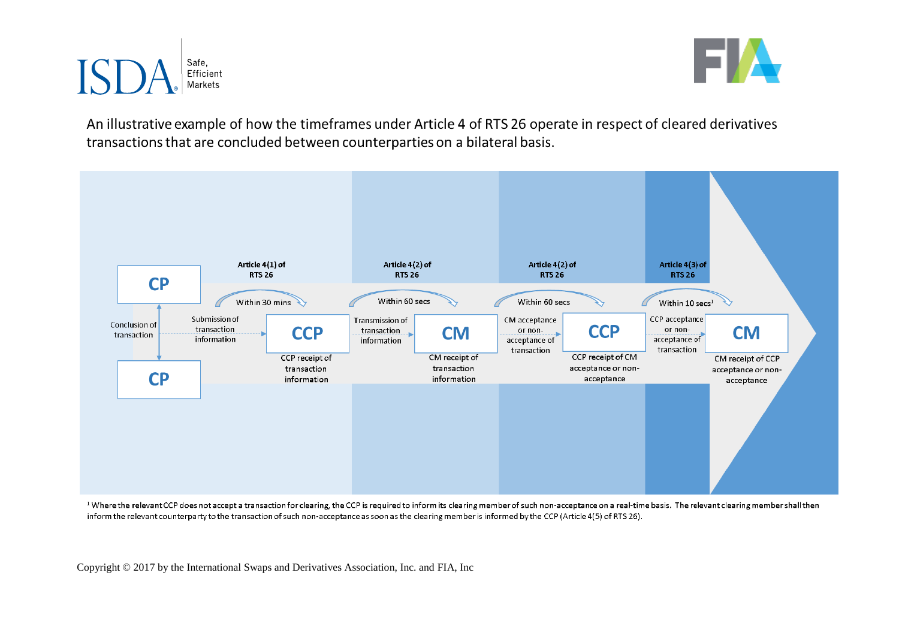An illustrative example of how the timeframes under Article 4 of RTS 26 operate in respect of cleared derivatives transactions that are concluded between counterparties on a bilateral basis.

CP

Conclusion of transaction

CP

Article 4(1) of RTS 26

Within 30 mins

Submission of transaction information

CCP

CCP receipt of transaction information

Article 4(2) of RTS 26

Within 60 secs

Transmission of transaction information

CM

CM receipt of transaction information

Article 4(2) of RTS 26

Within 60 secs

CM acceptance or non-acceptance of transaction

CCP

CCP receipt of CM acceptance or non-acceptance

Article 4(3) of RTS 26

Within 10 secs[1]

CCP acceptance or non-acceptance of transaction

CM

CM receipt of CCP acceptance or non-acceptance

[1] Where the relevant CCP does not accept a transaction for clearing, the CCP is required to inform its clearing member of such non-acceptance on a real-time basis. The relevant clearing member shall then inform the relevant counterparty to the transaction of such non-acceptance as soon as the clearing member is informed by the CCP (Article 4(5) of RTS 26).

Copyright © 2017 by the International Swaps and Derivatives Association, Inc. and FIA, Inc